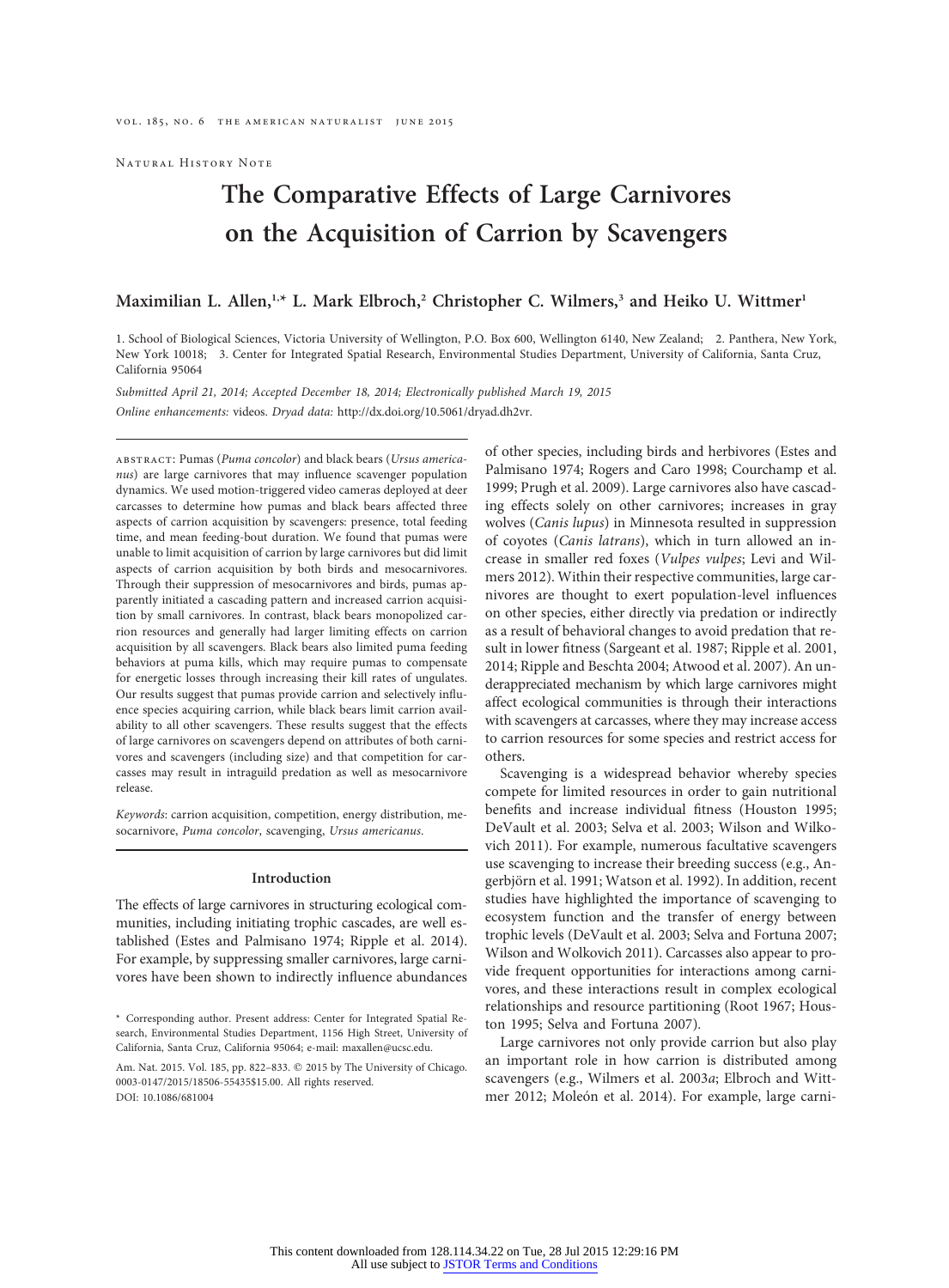Natural History Note

# The Comparative Effects of Large Carnivores on the Acquisition of Carrion by Scavengers

**Maximilian L. Allen,[1,*] L. Mark Elbroch,[2] Christopher C. Wilmers,[3] and Heiko U. Wittmer[1]**

1. School of Biological Sciences, Victoria University of Wellington, P.O. Box 600, Wellington 6140, New Zealand; 2. Panthera, New York, New York 10018; 3. Center for Integrated Spatial Research, Environmental Studies Department, University of California, Santa Cruz, California 95064

*Submitted April 21, 2014; Accepted December 18, 2014; Electronically published March 19, 2015*

*Online enhancements:* videos. *Dryad data:* http://dx.doi.org/10.5061/dryad.dh2vr.

abstract: Pumas (*Puma concolor*) and black bears (*Ursus americanus*) are large carnivores that may influence scavenger population dynamics. We used motion-triggered video cameras deployed at deer carcasses to determine how pumas and black bears affected three aspects of carrion acquisition by scavengers: presence, total feeding time, and mean feeding-bout duration. We found that pumas were unable to limit acquisition of carrion by large carnivores but did limit aspects of carrion acquisition by both birds and mesocarnivores. Through their suppression of mesocarnivores and birds, pumas apparently initiated a cascading pattern and increased carrion acquisition by small carnivores. In contrast, black bears monopolized carrion resources and generally had larger limiting effects on carrion acquisition by all scavengers. Black bears also limited puma feeding behaviors at puma kills, which may require pumas to compensate for energetic losses through increasing their kill rates of ungulates. Our results suggest that pumas provide carrion and selectively influence species acquiring carrion, while black bears limit carrion availability to all other scavengers. These results suggest that the effects of large carnivores on scavengers depend on attributes of both carnivores and scavengers (including size) and that competition for carcasses may result in intraguild predation as well as mesocarnivore release.

*Keywords*: carrion acquisition, competition, energy distribution, mesocarnivore, *Puma concolor*, scavenging, *Ursus americanus*.

## Introduction

The effects of large carnivores in structuring ecological communities, including initiating trophic cascades, are well established (Estes and Palmisano 1974; Ripple et al. 2014). For example, by suppressing smaller carnivores, large carnivores have been shown to indirectly influence abundances of other species, including birds and herbivores (Estes and Palmisano 1974; Rogers and Caro 1998; Courchamp et al. 1999; Prugh et al. 2009). Large carnivores also have cascading effects solely on other carnivores; increases in gray wolves (*Canis lupus*) in Minnesota resulted in suppression of coyotes (*Canis latrans*), which in turn allowed an increase in smaller red foxes (*Vulpes vulpes*; Levi and Wilmers 2012). Within their respective communities, large carnivores are thought to exert population-level influences on other species, either directly via predation or indirectly as a result of behavioral changes to avoid predation that result in lower fitness (Sargeant et al. 1987; Ripple et al. 2001, 2014; Ripple and Beschta 2004; Atwood et al. 2007). An underappreciated mechanism by which large carnivores might affect ecological communities is through their interactions with scavengers at carcasses, where they may increase access to carrion resources for some species and restrict access for others.

Scavenging is a widespread behavior whereby species compete for limited resources in order to gain nutritional benefits and increase individual fitness (Houston 1995; DeVault et al. 2003; Selva et al. 2003; Wilson and Wolkovich 2011). For example, numerous facultative scavengers use scavenging to increase their breeding success (e.g., Angerbjörn et al. 1991; Watson et al. 1992). In addition, recent studies have highlighted the importance of scavenging to ecosystem function and the transfer of energy between trophic levels (DeVault et al. 2003; Selva and Fortuna 2007; Wilson and Wolkovich 2011). Carcasses also appear to provide frequent opportunities for interactions among carnivores, and these interactions result in complex ecological relationships and resource partitioning (Root 1967; Houston 1995; Selva and Fortuna 2007).

Large carnivores not only provide carrion but also play an important role in how carrion is distributed among scavengers (e.g., Wilmers et al. 2003*a*; Elbroch and Wittmer 2012; Moleón et al. 2014). For example, large carni-

\* Corresponding author. Present address: Center for Integrated Spatial Research, Environmental Studies Department, 1156 High Street, University of California, Santa Cruz, California 95064; e-mail: maxallen@ucsc.edu.

Am. Nat. 2015. Vol. 185, pp. 822–833. © 2015 by The University of Chicago. 0003-0147/2015/18506-55435$15.00. All rights reserved.
DOI: 10.1086/681004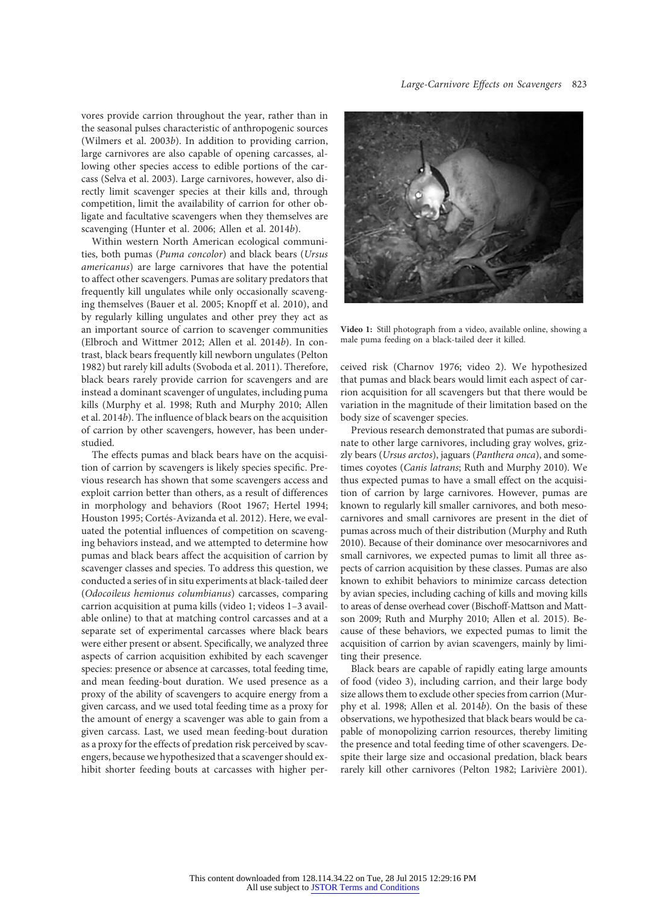vores provide carrion throughout the year, rather than in the seasonal pulses characteristic of anthropogenic sources (Wilmers et al. 2003*b*). In addition to providing carrion, large carnivores are also capable of opening carcasses, allowing other species access to edible portions of the carcass (Selva et al. 2003). Large carnivores, however, also directly limit scavenger species at their kills and, through competition, limit the availability of carrion for other obligate and facultative scavengers when they themselves are scavenging (Hunter et al. 2006; Allen et al. 2014*b*).

Within western North American ecological communities, both pumas (*Puma concolor*) and black bears (*Ursus americanus*) are large carnivores that have the potential to affect other scavengers. Pumas are solitary predators that frequently kill ungulates while only occasionally scavenging themselves (Bauer et al. 2005; Knopff et al. 2010), and by regularly killing ungulates and other prey they act as an important source of carrion to scavenger communities (Elbroch and Wittmer 2012; Allen et al. 2014*b*). In contrast, black bears frequently kill newborn ungulates (Pelton 1982) but rarely kill adults (Svoboda et al. 2011). Therefore, black bears rarely provide carrion for scavengers and are instead a dominant scavenger of ungulates, including puma kills (Murphy et al. 1998; Ruth and Murphy 2010; Allen et al. 2014*b*). The influence of black bears on the acquisition of carrion by other scavengers, however, has been understudied.

The effects pumas and black bears have on the acquisition of carrion by scavengers is likely species specific. Previous research has shown that some scavengers access and exploit carrion better than others, as a result of differences in morphology and behaviors (Root 1967; Hertel 1994; Houston 1995; Cortés-Avizanda et al. 2012). Here, we evaluated the potential influences of competition on scavenging behaviors instead, and we attempted to determine how pumas and black bears affect the acquisition of carrion by scavenger classes and species. To address this question, we conducted a series of in situ experiments at black-tailed deer (*Odocoileus hemionus columbianus*) carcasses, comparing carrion acquisition at puma kills (video 1; videos 1–3 available online) to that at matching control carcasses and at a separate set of experimental carcasses where black bears were either present or absent. Specifically, we analyzed three aspects of carrion acquisition exhibited by each scavenger species: presence or absence at carcasses, total feeding time, and mean feeding-bout duration. We used presence as a proxy of the ability of scavengers to acquire energy from a given carcass, and we used total feeding time as a proxy for the amount of energy a scavenger was able to gain from a given carcass. Last, we used mean feeding-bout duration as a proxy for the effects of predation risk perceived by scavengers, because we hypothesized that a scavenger should exhibit shorter feeding bouts at carcasses with higher perceived risk (Charnov 1976; video 2). We hypothesized that pumas and black bears would limit each aspect of carrion acquisition for all scavengers but that there would be variation in the magnitude of their limitation based on the body size of scavenger species.

**Video 1:** Still photograph from a video, available online, showing a male puma feeding on a black-tailed deer it killed.

Previous research demonstrated that pumas are subordinate to other large carnivores, including gray wolves, grizzly bears (*Ursus arctos*), jaguars (*Panthera onca*), and sometimes coyotes (*Canis latrans*; Ruth and Murphy 2010). We thus expected pumas to have a small effect on the acquisition of carrion by large carnivores. However, pumas are known to regularly kill smaller carnivores, and both mesocarnivores and small carnivores are present in the diet of pumas across much of their distribution (Murphy and Ruth 2010). Because of their dominance over mesocarnivores and small carnivores, we expected pumas to limit all three aspects of carrion acquisition by these classes. Pumas are also known to exhibit behaviors to minimize carcass detection by avian species, including caching of kills and moving kills to areas of dense overhead cover (Bischoff-Mattson and Mattson 2009; Ruth and Murphy 2010; Allen et al. 2015). Because of these behaviors, we expected pumas to limit the acquisition of carrion by avian scavengers, mainly by limiting their presence.

Black bears are capable of rapidly eating large amounts of food (video 3), including carrion, and their large body size allows them to exclude other species from carrion (Murphy et al. 1998; Allen et al. 2014*b*). On the basis of these observations, we hypothesized that black bears would be capable of monopolizing carrion resources, thereby limiting the presence and total feeding time of other scavengers. Despite their large size and occasional predation, black bears rarely kill other carnivores (Pelton 1982; Larivière 2001).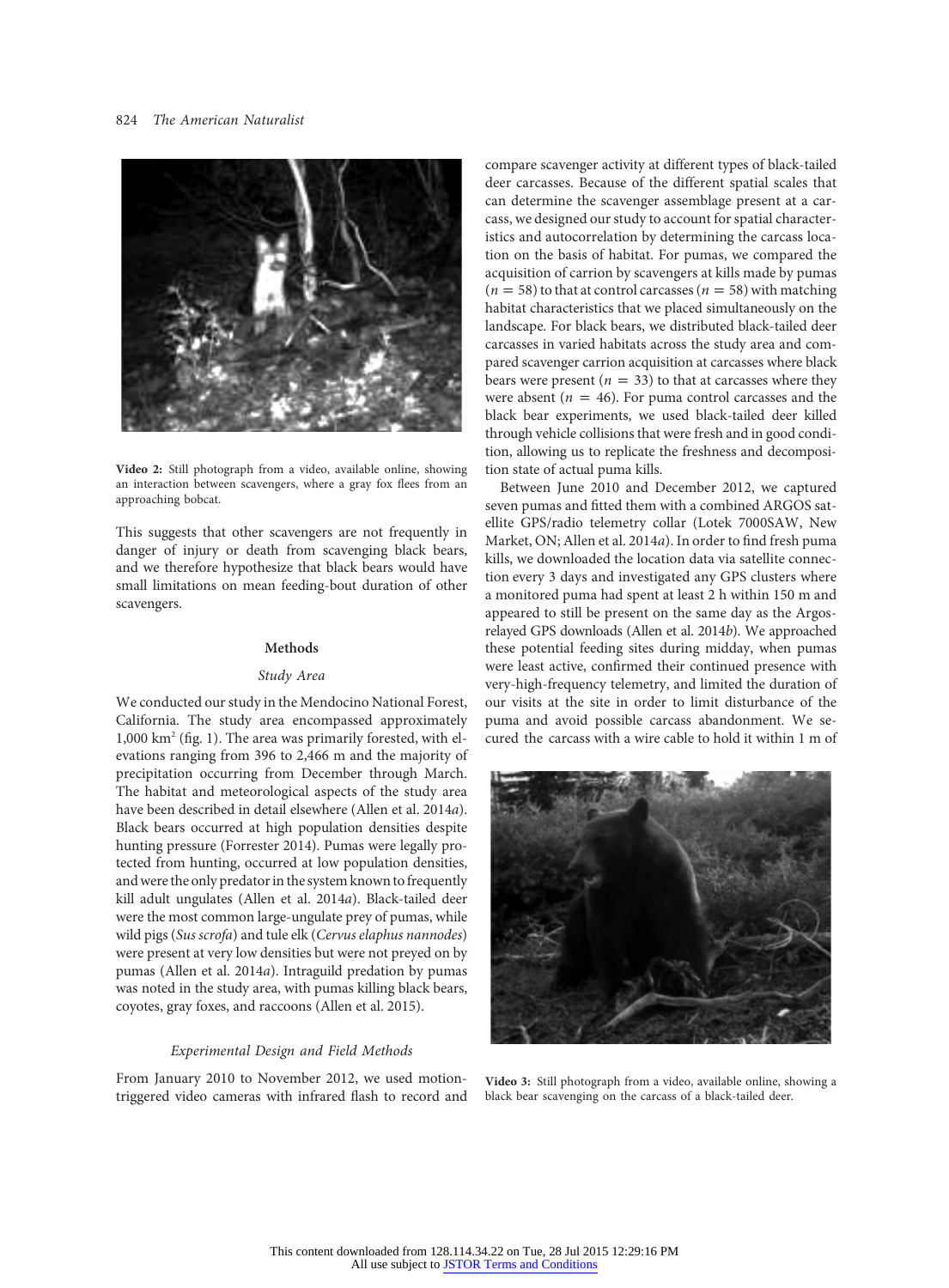Video 2: Still photograph from a video, available online, showing an interaction between scavengers, where a gray fox flees from an approaching bobcat.

This suggests that other scavengers are not frequently in danger of injury or death from scavenging black bears, and we therefore hypothesize that black bears would have small limitations on mean feeding-bout duration of other scavengers.

## Methods

### *Study Area*

We conducted our study in the Mendocino National Forest, California. The study area encompassed approximately 1,000 km$^2$ (fig. 1). The area was primarily forested, with elevations ranging from 396 to 2,466 m and the majority of precipitation occurring from December through March. The habitat and meteorological aspects of the study area have been described in detail elsewhere (Allen et al. 2014*a*). Black bears occurred at high population densities despite hunting pressure (Forrester 2014). Pumas were legally protected from hunting, occurred at low population densities, and were the only predator in the system known to frequently kill adult ungulates (Allen et al. 2014*a*). Black-tailed deer were the most common large-ungulate prey of pumas, while wild pigs (*Sus scrofa*) and tule elk (*Cervus elaphus nannodes*) were present at very low densities but were not preyed on by pumas (Allen et al. 2014*a*). Intraguild predation by pumas was noted in the study area, with pumas killing black bears, coyotes, gray foxes, and raccoons (Allen et al. 2015).

### *Experimental Design and Field Methods*

From January 2010 to November 2012, we used motion-triggered video cameras with infrared flash to record and compare scavenger activity at different types of black-tailed deer carcasses. Because of the different spatial scales that can determine the scavenger assemblage present at a carcass, we designed our study to account for spatial characteristics and autocorrelation by determining the carcass location on the basis of habitat. For pumas, we compared the acquisition of carrion by scavengers at kills made by pumas ($n = 58$) to that at control carcasses ($n = 58$) with matching habitat characteristics that we placed simultaneously on the landscape. For black bears, we distributed black-tailed deer carcasses in varied habitats across the study area and compared scavenger carrion acquisition at carcasses where black bears were present ($n = 33$) to that at carcasses where they were absent ($n = 46$). For puma control carcasses and the black bear experiments, we used black-tailed deer killed through vehicle collisions that were fresh and in good condition, allowing us to replicate the freshness and decomposition state of actual puma kills.

Between June 2010 and December 2012, we captured seven pumas and fitted them with a combined ARGOS satellite GPS/radio telemetry collar (Lotek 7000SAW, New Market, ON; Allen et al. 2014*a*). In order to find fresh puma kills, we downloaded the location data via satellite connection every 3 days and investigated any GPS clusters where a monitored puma had spent at least 2 h within 150 m and appeared to still be present on the same day as the Argos-relayed GPS downloads (Allen et al. 2014*b*). We approached these potential feeding sites during midday, when pumas were least active, confirmed their continued presence with very-high-frequency telemetry, and limited the duration of our visits at the site in order to limit disturbance of the puma and avoid possible carcass abandonment. We secured the carcass with a wire cable to hold it within 1 m of

Video 3: Still photograph from a video, available online, showing a black bear scavenging on the carcass of a black-tailed deer.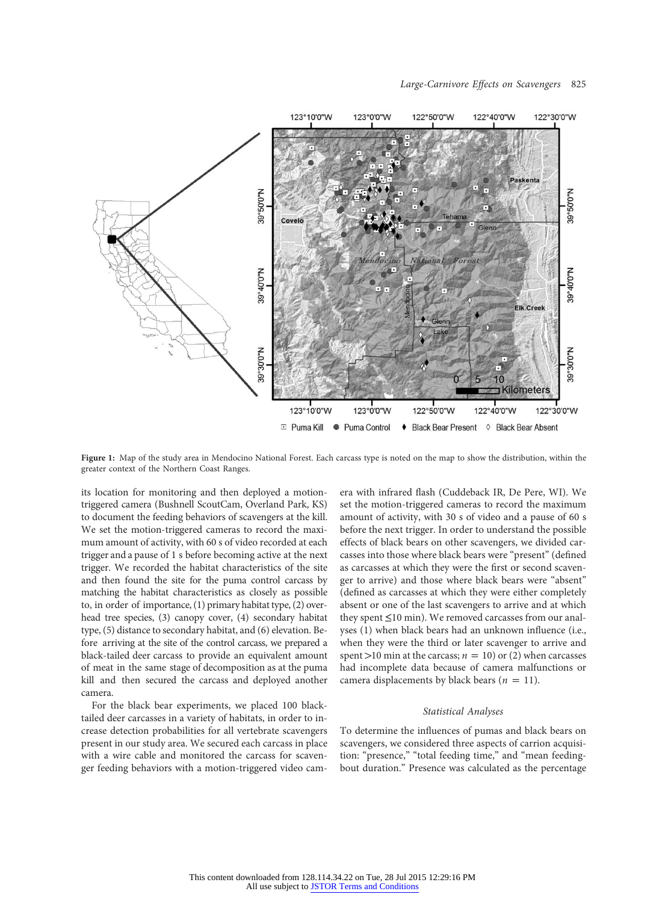Figure 1: Map of the study area in Mendocino National Forest. Each carcass type is noted on the map to show the distribution, within the greater context of the Northern Coast Ranges.

its location for monitoring and then deployed a motion-triggered camera (Bushnell ScoutCam, Overland Park, KS) to document the feeding behaviors of scavengers at the kill. We set the motion-triggered cameras to record the maximum amount of activity, with 60 s of video recorded at each trigger and a pause of 1 s before becoming active at the next trigger. We recorded the habitat characteristics of the site and then found the site for the puma control carcass by matching the habitat characteristics as closely as possible to, in order of importance, (1) primary habitat type, (2) overhead tree species, (3) canopy cover, (4) secondary habitat type, (5) distance to secondary habitat, and (6) elevation. Before arriving at the site of the control carcass, we prepared a black-tailed deer carcass to provide an equivalent amount of meat in the same stage of decomposition as at the puma kill and then secured the carcass and deployed another camera.

For the black bear experiments, we placed 100 black-tailed deer carcasses in a variety of habitats, in order to increase detection probabilities for all vertebrate scavengers present in our study area. We secured each carcass in place with a wire cable and monitored the carcass for scavenger feeding behaviors with a motion-triggered video camera with infrared flash (Cuddeback IR, De Pere, WI). We set the motion-triggered cameras to record the maximum amount of activity, with 30 s of video and a pause of 60 s before the next trigger. In order to understand the possible effects of black bears on other scavengers, we divided carcasses into those where black bears were "present" (defined as carcasses at which they were the first or second scavenger to arrive) and those where black bears were "absent" (defined as carcasses at which they were either completely absent or one of the last scavengers to arrive and at which they spent ≤10 min). We removed carcasses from our analyses (1) when black bears had an unknown influence (i.e., when they were the third or later scavenger to arrive and spent >10 min at the carcass; $n = 10$) or (2) when carcasses had incomplete data because of camera malfunctions or camera displacements by black bears ($n = 11$).

### Statistical Analyses

To determine the influences of pumas and black bears on scavengers, we considered three aspects of carrion acquisition: "presence," "total feeding time," and "mean feeding-bout duration." Presence was calculated as the percentage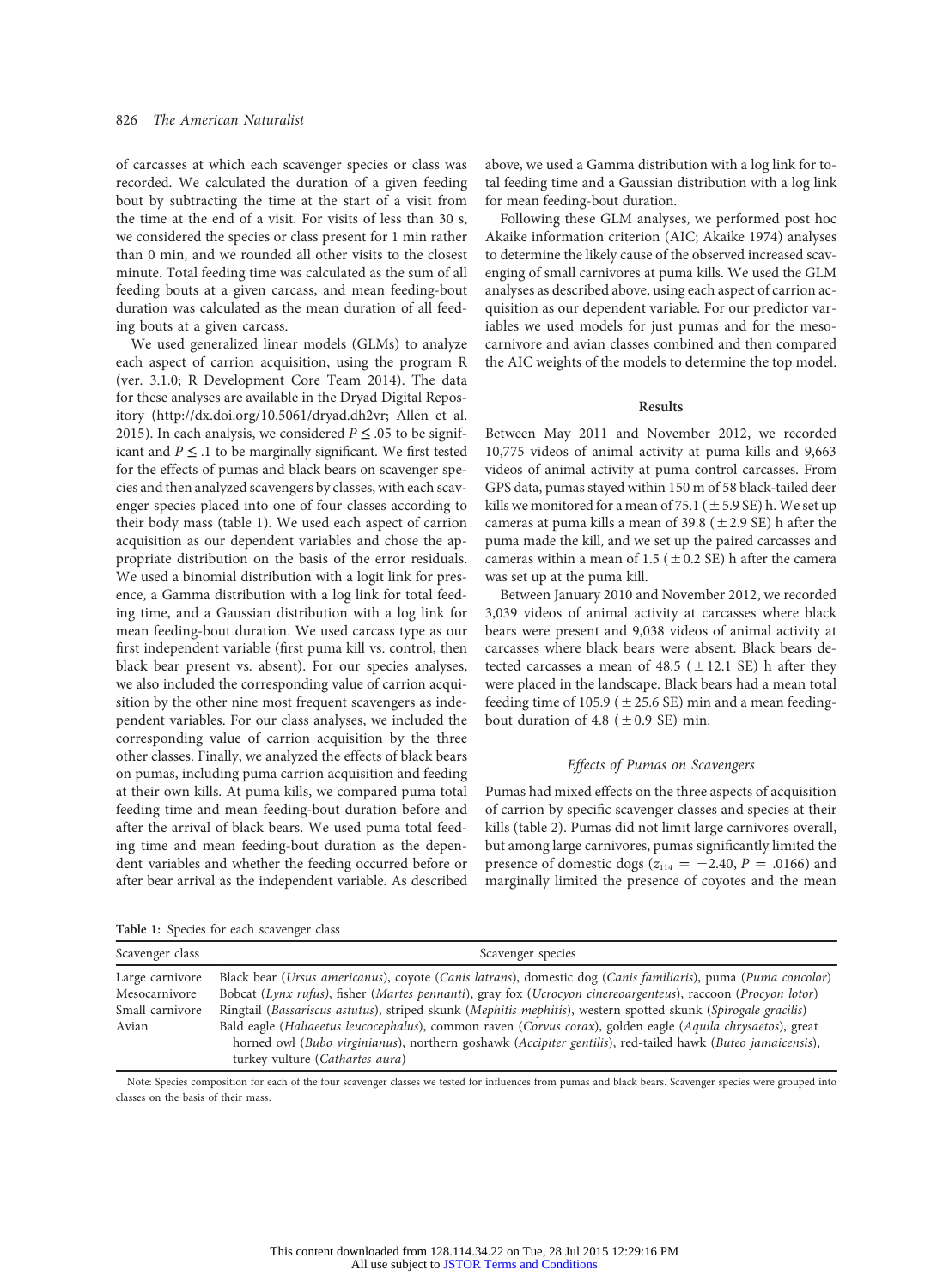of carcasses at which each scavenger species or class was recorded. We calculated the duration of a given feeding bout by subtracting the time at the start of a visit from the time at the end of a visit. For visits of less than 30 s, we considered the species or class present for 1 min rather than 0 min, and we rounded all other visits to the closest minute. Total feeding time was calculated as the sum of all feeding bouts at a given carcass, and mean feeding-bout duration was calculated as the mean duration of all feeding bouts at a given carcass.

We used generalized linear models (GLMs) to analyze each aspect of carrion acquisition, using the program R (ver. 3.1.0; R Development Core Team 2014). The data for these analyses are available in the Dryad Digital Repository (http://dx.doi.org/10.5061/dryad.dh2vr; Allen et al. 2015). In each analysis, we considered $P \leq .05$ to be significant and $P \leq .1$ to be marginally significant. We first tested for the effects of pumas and black bears on scavenger species and then analyzed scavengers by classes, with each scavenger species placed into one of four classes according to their body mass (table 1). We used each aspect of carrion acquisition as our dependent variables and chose the appropriate distribution on the basis of the error residuals. We used a binomial distribution with a logit link for presence, a Gamma distribution with a log link for total feeding time, and a Gaussian distribution with a log link for mean feeding-bout duration. We used carcass type as our first independent variable (first puma kill vs. control, then black bear present vs. absent). For our species analyses, we also included the corresponding value of carrion acquisition by the other nine most frequent scavengers as independent variables. For our class analyses, we included the corresponding value of carrion acquisition by the three other classes. Finally, we analyzed the effects of black bears on pumas, including puma carrion acquisition and feeding at their own kills. At puma kills, we compared puma total feeding time and mean feeding-bout duration before and after the arrival of black bears. We used puma total feeding time and mean feeding-bout duration as the dependent variables and whether the feeding occurred before or after bear arrival as the independent variable. As described above, we used a Gamma distribution with a log link for total feeding time and a Gaussian distribution with a log link for mean feeding-bout duration.

Following these GLM analyses, we performed post hoc Akaike information criterion (AIC; Akaike 1974) analyses to determine the likely cause of the observed increased scavenging of small carnivores at puma kills. We used the GLM analyses as described above, using each aspect of carrion acquisition as our dependent variable. For our predictor variables we used models for just pumas and for the mesocarnivore and avian classes combined and then compared the AIC weights of the models to determine the top model.

## Results

Between May 2011 and November 2012, we recorded 10,775 videos of animal activity at puma kills and 9,663 videos of animal activity at puma control carcasses. From GPS data, pumas stayed within 150 m of 58 black-tailed deer kills we monitored for a mean of 75.1 ($\pm$5.9 SE) h. We set up cameras at puma kills a mean of 39.8 ($\pm$2.9 SE) h after the puma made the kill, and we set up the paired carcasses and cameras within a mean of 1.5 ($\pm$0.2 SE) h after the camera was set up at the puma kill.

Between January 2010 and November 2012, we recorded 3,039 videos of animal activity at carcasses where black bears were present and 9,038 videos of animal activity at carcasses where black bears were absent. Black bears detected carcasses a mean of 48.5 ($\pm$12.1 SE) h after they were placed in the landscape. Black bears had a mean total feeding time of 105.9 ($\pm$25.6 SE) min and a mean feeding-bout duration of 4.8 ($\pm$0.9 SE) min.

### *Effects of Pumas on Scavengers*

Pumas had mixed effects on the three aspects of acquisition of carrion by specific scavenger classes and species at their kills (table 2). Pumas did not limit large carnivores overall, but among large carnivores, pumas significantly limited the presence of domestic dogs ($z_{114} = -2.40$, $P = .0166$) and marginally limited the presence of coyotes and the mean

Table 1: Species for each scavenger class

| Scavenger class | Scavenger species |
|---|---|
| Large carnivore | Black bear (*Ursus americanus*), coyote (*Canis latrans*), domestic dog (*Canis familiaris*), puma (*Puma concolor*) |
| Mesocarnivore | Bobcat (*Lynx rufus*), fisher (*Martes pennanti*), gray fox (*Ucrocyon cinereoargenteus*), raccoon (*Procyon lotor*) |
| Small carnivore | Ringtail (*Bassariscus astutus*), striped skunk (*Mephitis mephitis*), western spotted skunk (*Spirogale gracilis*) |
| Avian | Bald eagle (*Haliaeetus leucocephalus*), common raven (*Corvus corax*), golden eagle (*Aquila chrysaetos*), great horned owl (*Bubo virginianus*), northern goshawk (*Accipiter gentilis*), red-tailed hawk (*Buteo jamaicensis*), turkey vulture (*Cathartes aura*) |

Note: Species composition for each of the four scavenger classes we tested for influences from pumas and black bears. Scavenger species were grouped into classes on the basis of their mass.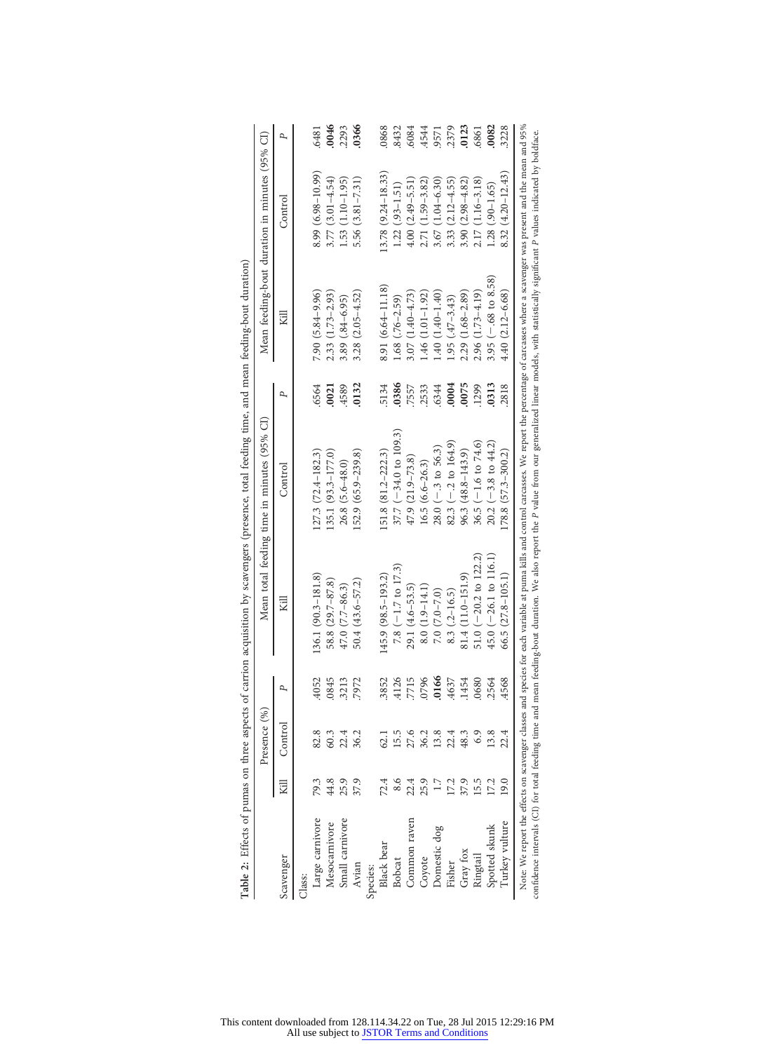**Table 2:** Effects of pumas on three aspects of carrion acquisition by scavengers (presence, total feeding time, and mean feeding-bout duration)

| Scavenger | Presence (%) | | | Mean total feeding time in minutes (95% CI) | | | Mean feeding-bout duration in minutes (95% CI) | | |
|---|---|---|---|---|---|---|---|---|---|
| | Kill | Control | *P* | Kill | Control | *P* | Kill | Control | *P* |
| Class: | | | | | | | | | |
| Large carnivore | 79.3 | 82.8 | .4052 | 136.1 (90.3–181.8) | 127.3 (72.4–182.3) | .6564 | 7.90 (5.84–9.96) | 8.99 (6.98–10.99) | .6481 |
| Mesocarnivore | 44.8 | 60.3 | .0845 | 58.8 (29.7–87.8) | 135.1 (93.3–177.0) | **.0021** | 2.33 (1.73–2.93) | 3.77 (3.01–4.54) | **.0046** |
| Small carnivore | 25.9 | 22.4 | .3213 | 47.0 (7.7–86.3) | 26.8 (5.6–48.0) | .4589 | 3.89 (.84–6.95) | 1.53 (1.10–1.95) | .2293 |
| Avian | 37.9 | 36.2 | .7972 | 50.4 (43.6–57.2) | 152.9 (65.9–239.8) | **.0132** | 3.28 (2.05–4.52) | 5.56 (3.81–7.31) | **.0366** |
| Species: | | | | | | | | | |
| Black bear | 72.4 | 62.1 | .3852 | 145.9 (98.5–193.2) | 151.8 (81.2–222.3) | .5134 | 8.91 (6.64–11.18) | 13.78 (9.24–18.33) | .0868 |
| Bobcat | 8.6 | 15.5 | .4126 | 7.8 (−1.7 to 17.3) | 37.7 (−34.0 to 109.3) | **.0386** | 1.68 (.76–2.59) | 1.22 (.93–1.51) | .8432 |
| Common raven | 22.4 | 27.6 | .7715 | 29.1 (4.6–53.5) | 47.9 (21.9–73.8) | .7557 | 3.07 (1.40–4.73) | 4.00 (2.49–5.51) | .6084 |
| Coyote | 25.9 | 36.2 | .0796 | 8.0 (1.9–14.1) | 16.5 (6.6–26.3) | .2533 | 1.46 (1.01–1.92) | 2.71 (1.59–3.82) | .4544 |
| Domestic dog | 1.7 | 13.8 | **.0166** | 7.0 (7.0–7.0) | 28.0 (−.3 to 56.3) | .6344 | 1.40 (1.40–1.40) | 3.67 (1.04–6.30) | .9571 |
| Fisher | 17.2 | 22.4 | .4637 | 8.3 (.2–16.5) | 82.3 (−.2 to 164.9) | **.0004** | 1.95 (.47–3.43) | 3.33 (2.12–4.55) | .2379 |
| Gray fox | 37.9 | 48.3 | .1454 | 81.4 (11.0–151.9) | 96.3 (48.8–143.9) | **.0075** | 2.29 (1.68–2.89) | 3.90 (2.98–4.82) | **.0123** |
| Ringtail | 15.5 | 6.9 | .0680 | 51.0 (−20.2 to 122.2) | 36.5 (−1.6 to 74.6) | .1299 | 2.96 (1.73–4.19) | 2.17 (1.16–3.18) | .6861 |
| Spotted skunk | 17.2 | 13.8 | .2564 | 45.0 (−26.1 to 116.1) | 20.2 (−3.8 to 44.2) | **.0313** | 3.95 (−.68 to 8.58) | 1.28 (.90–1.65) | **.0082** |
| Turkey vulture | 19.0 | 22.4 | .4568 | 66.5 (27.8–105.1) | 178.8 (57.3–300.2) | .2818 | 4.40 (2.12–6.68) | 8.32 (4.20–12.43) | .3228 |

Note. We report the effects on scavenger classes and species for each variable at puma kills and control carcasses. We report the percentage of carcasses where a scavenger was present and the mean and 95% confidence intervals (CI) for total feeding time and mean feeding-bout duration. We also report the *P* value from our generalized linear models, with statistically significant *P* values indicated by boldface.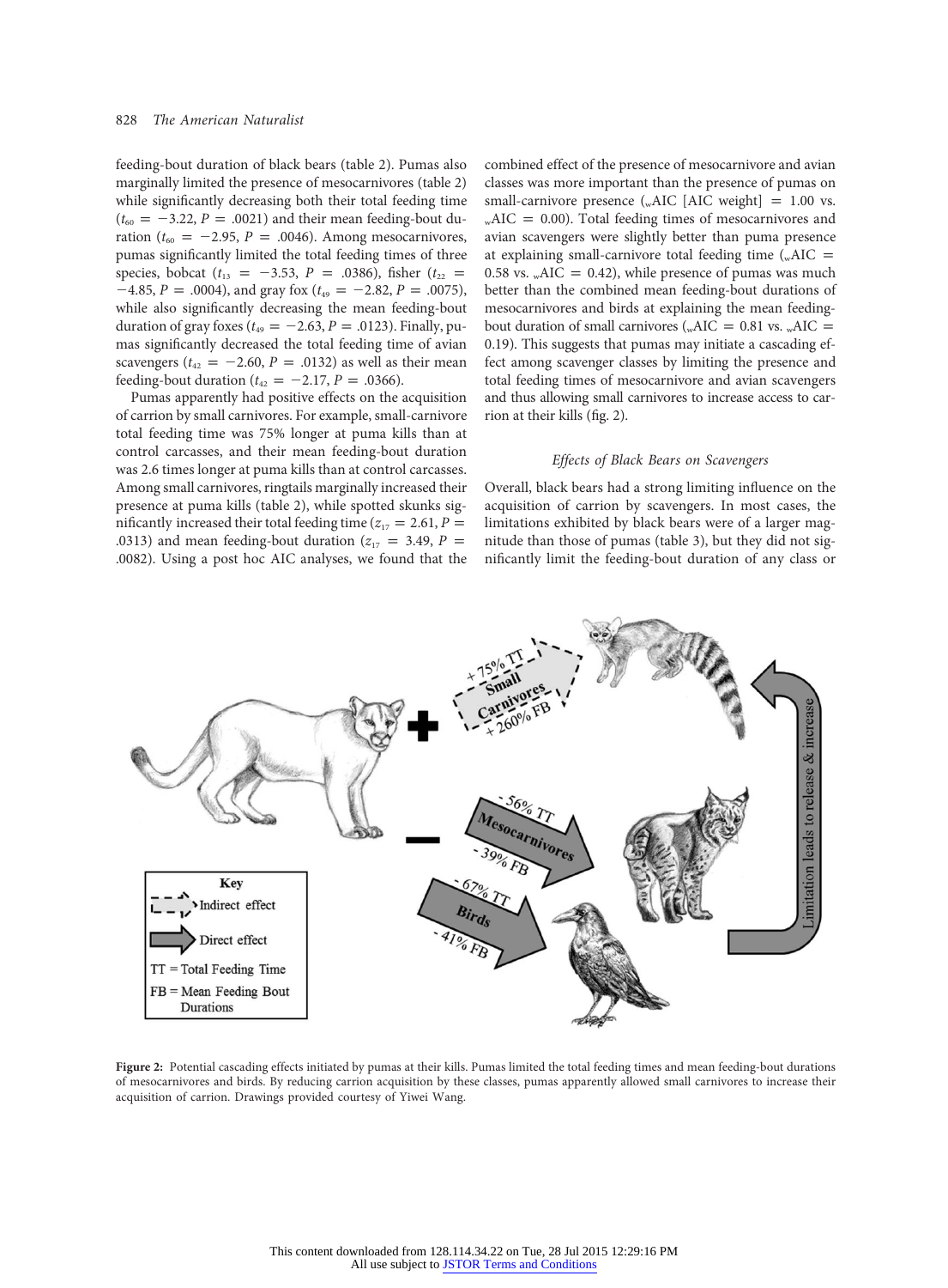feeding-bout duration of black bears (table 2). Pumas also marginally limited the presence of mesocarnivores (table 2) while significantly decreasing both their total feeding time ($t_{60} = -3.22$, $P = .0021$) and their mean feeding-bout duration ($t_{60} = -2.95$, $P = .0046$). Among mesocarnivores, pumas significantly limited the total feeding times of three species, bobcat ($t_{13} = -3.53$, $P = .0386$), fisher ($t_{22} = -4.85$, $P = .0004$), and gray fox ($t_{49} = -2.82$, $P = .0075$), while also significantly decreasing the mean feeding-bout duration of gray foxes ($t_{49} = -2.63$, $P = .0123$). Finally, pumas significantly decreased the total feeding time of avian scavengers ($t_{42} = -2.60$, $P = .0132$) as well as their mean feeding-bout duration ($t_{42} = -2.17$, $P = .0366$).

Pumas apparently had positive effects on the acquisition of carrion by small carnivores. For example, small-carnivore total feeding time was 75% longer at puma kills than at control carcasses, and their mean feeding-bout duration was 2.6 times longer at puma kills than at control carcasses. Among small carnivores, ringtails marginally increased their presence at puma kills (table 2), while spotted skunks significantly increased their total feeding time ($z_{17} = 2.61$, $P = .0313$) and mean feeding-bout duration ($z_{17} = 3.49$, $P = .0082$). Using a post hoc AIC analyses, we found that the combined effect of the presence of mesocarnivore and avian classes was more important than the presence of pumas on small-carnivore presence (${}_{w}$AIC [AIC weight] = 1.00 vs. ${}_{w}$AIC = 0.00). Total feeding times of mesocarnivores and avian scavengers were slightly better than puma presence at explaining small-carnivore total feeding time (${}_{w}$AIC = 0.58 vs. ${}_{w}$AIC = 0.42), while presence of pumas was much better than the combined mean feeding-bout durations of mesocarnivores and birds at explaining the mean feeding-bout duration of small carnivores (${}_{w}$AIC = 0.81 vs. ${}_{w}$AIC = 0.19). This suggests that pumas may initiate a cascading effect among scavenger classes by limiting the presence and total feeding times of mesocarnivore and avian scavengers and thus allowing small carnivores to increase access to carrion at their kills (fig. 2).

### *Effects of Black Bears on Scavengers*

Overall, black bears had a strong limiting influence on the acquisition of carrion by scavengers. In most cases, the limitations exhibited by black bears were of a larger magnitude than those of pumas (table 3), but they did not significantly limit the feeding-bout duration of any class or

**Figure 2:** Potential cascading effects initiated by pumas at their kills. Pumas limited the total feeding times and mean feeding-bout durations of mesocarnivores and birds. By reducing carrion acquisition by these classes, pumas apparently allowed small carnivores to increase their acquisition of carrion. Drawings provided courtesy of Yiwei Wang.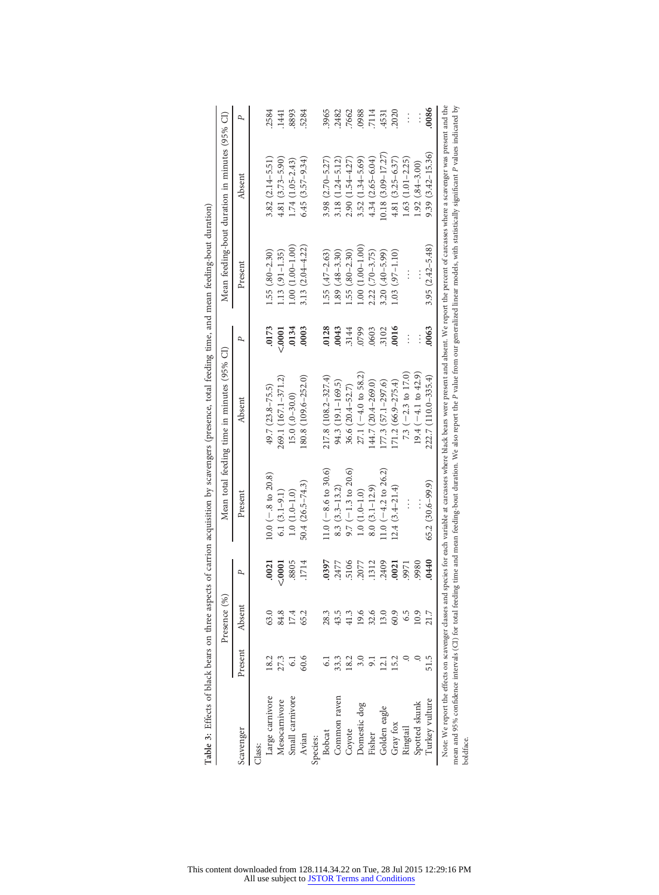**Table 3:** Effects of black bears on three aspects of carrion acquisition by scavengers (presence, total feeding time, and mean feeding-bout duration)

| Scavenger | Presence (%) | | | Mean total feeding time in minutes (95% CI) | | | Mean feeding-bout duration in minutes (95% CI) | | |
|---|---|---|---|---|---|---|---|---|---|
| | Present | Absent | *P* | Present | Absent | *P* | Present | Absent | *P* |
| Class: | | | | | | | | | |
| Large carnivore | 18.2 | 63.0 | **.0021** | 10.0 (−.8 to 20.8) | 49.7 (23.8–75.5) | **.0173** | 1.55 (.80–2.30) | 3.82 (2.14–5.51) | .2584 |
| Mesocarnivore | 27.3 | 84.8 | **<.0001** | 6.1 (3.1–9.1) | 269.1 (167.1–371.2) | **<.0001** | 1.13 (.91–1.35) | 4.81 (3.73–5.90) | .1441 |
| Small carnivore | 6.1 | 17.4 | .8805 | 1.0 (1.0–1.0) | 15.0 (.0–30.0) | **.0134** | 1.00 (1.00–1.00) | 1.74 (1.05–2.43) | .8893 |
| Avian | 60.6 | 65.2 | .1714 | 50.4 (26.5–74.3) | 180.8 (109.6–252.0) | **.0003** | 3.13 (2.04–4.22) | 6.45 (3.57–9.34) | .5284 |
| Species: | | | | | | | | | |
| Bobcat | 6.1 | 28.3 | **.0397** | 11.0 (−8.6 to 30.6) | 217.8 (108.2–327.4) | **.0128** | 1.55 (.47–2.63) | 3.98 (2.70–5.27) | .3965 |
| Common raven | 33.3 | 43.5 | .2477 | 8.3 (3.3–13.2) | 94.3 (19.1–169.5) | **.0043** | 1.89 (.48–3.30) | 3.18 (1.24–5.12) | .2482 |
| Coyote | 18.2 | 41.3 | .5106 | 9.7 (−1.3 to 20.6) | 36.6 (20.4–52.7) | .3144 | 1.55 (.80–2.30) | 2.90 (1.54–4.27) | .7662 |
| Domestic dog | 3.0 | 19.6 | .2077 | 1.0 (1.0–1.0) | 27.1 (−4.0 to 58.2) | .0799 | 1.00 (1.00–1.00) | 3.52 (1.34–5.69) | .0988 |
| Fisher | 9.1 | 32.6 | .1312 | 8.0 (3.1–12.9) | 144.7 (20.4–269.0) | .0603 | 2.22 (.70–3.75) | 4.34 (2.65–6.04) | .7114 |
| Golden eagle | 12.1 | 13.0 | .2409 | 11.0 (−4.2 to 26.2) | 177.3 (57.1–297.6) | .3102 | 3.20 (.40–5.99) | 10.18 (3.09–17.27) | .4531 |
| Gray fox | 15.2 | 60.9 | **.0021** | 12.4 (3.4–21.4) | 171.2 (66.9–275.4) | **.0016** | 1.03 (.97–1.10) | 4.81 (3.25–6.37) | .2020 |
| Ringtail | .0 | 6.5 | .9971 | … | 7.3 (−2.3 to 17.0) | … | … | 1.63 (1.01–2.25) | … |
| Spotted skunk | .0 | 10.9 | .9980 | … | 19.4 (−4.1 to 42.9) | … | … | 1.92 (.84–3.00) | … |
| Turkey vulture | 51.5 | 21.7 | **.0440** | 65.2 (30.6–99.9) | 222.7 (110.0–335.4) | **.0063** | 3.95 (2.42–5.48) | 9.39 (3.42–15.36) | **.0086** |

Note: We report the effects on scavenger classes and species for each variable at carcasses where black bears were present and absent. We report the percent of carcasses where a scavenger was present and the mean and 95% confidence intervals (CI) for total feeding time and mean feeding-bout duration. We also report the *P* value from our generalized linear models, with statistically significant *P* values indicated by boldface.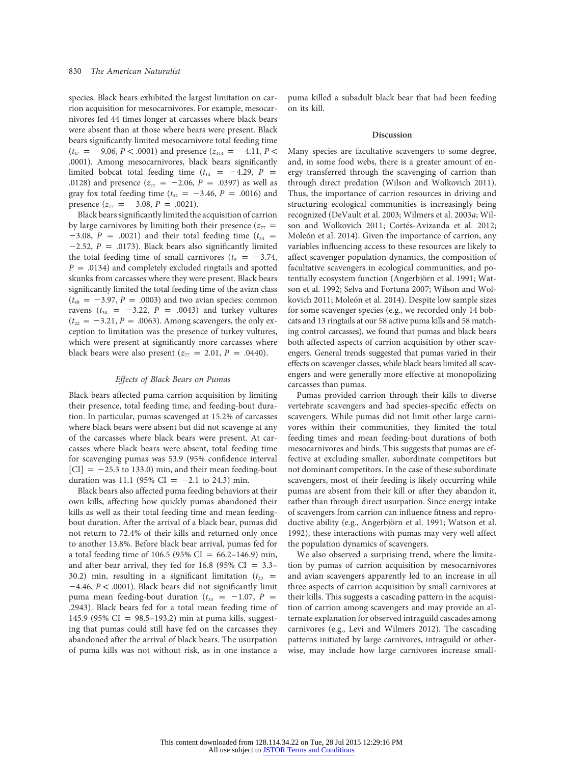species. Black bears exhibited the largest limitation on carrion acquisition for mesocarnivores. For example, mesocarnivores fed 44 times longer at carcasses where black bears were absent than at those where bears were present. Black bears significantly limited mesocarnivore total feeding time ($t_{47} = -9.06$, $P < .0001$) and presence ($z_{114} = -4.11$, $P < .0001$). Among mesocarnivores, black bears significantly limited bobcat total feeding time ($t_{14} = -4.29$, $P = .0128$) and presence ($z_{77} = -2.06$, $P = .0397$) as well as gray fox total feeding time ($t_{32} = -3.46$, $P = .0016$) and presence ($z_{77} = -3.08$, $P = .0021$).

Black bears significantly limited the acquisition of carrion by large carnivores by limiting both their presence ($z_{77} = -3.08$, $P = .0021$) and their total feeding time ($t_{34} = -2.52$, $P = .0173$). Black bears also significantly limited the total feeding time of small carnivores ($t_9 = -3.74$, $P = .0134$) and completely excluded ringtails and spotted skunks from carcasses where they were present. Black bears significantly limited the total feeding time of the avian class ($t_{48} = -3.97$, $P = .0003$) and two avian species: common ravens ($t_{30} = -3.22$, $P = .0043$) and turkey vultures ($t_{22} = -3.21$, $P = .0063$). Among scavengers, the only exception to limitation was the presence of turkey vultures, which were present at significantly more carcasses where black bears were also present ($z_{77} = 2.01$, $P = .0440$).

### *Effects of Black Bears on Pumas*

Black bears affected puma carrion acquisition by limiting their presence, total feeding time, and feeding-bout duration. In particular, pumas scavenged at 15.2% of carcasses where black bears were absent but did not scavenge at any of the carcasses where black bears were present. At carcasses where black bears were absent, total feeding time for scavenging pumas was 53.9 (95% confidence interval [CI] = −25.3 to 133.0) min, and their mean feeding-bout duration was 11.1 (95% CI = −2.1 to 24.3) min.

Black bears also affected puma feeding behaviors at their own kills, affecting how quickly pumas abandoned their kills as well as their total feeding time and mean feeding-bout duration. After the arrival of a black bear, pumas did not return to 72.4% of their kills and returned only once to another 13.8%. Before black bear arrival, pumas fed for a total feeding time of 106.5 (95% CI = 66.2–146.9) min, and after bear arrival, they fed for 16.8 (95% CI = 3.3–30.2) min, resulting in a significant limitation ($t_{33} = -4.46$, $P < .0001$). Black bears did not significantly limit puma mean feeding-bout duration ($t_{33} = -1.07$, $P = .2943$). Black bears fed for a total mean feeding time of 145.9 (95% CI = 98.5–193.2) min at puma kills, suggesting that pumas could still have fed on the carcasses they abandoned after the arrival of black bears. The usurpation of puma kills was not without risk, as in one instance a puma killed a subadult black bear that had been feeding on its kill.

## Discussion

Many species are facultative scavengers to some degree, and, in some food webs, there is a greater amount of energy transferred through the scavenging of carrion than through direct predation (Wilson and Wolkovich 2011). Thus, the importance of carrion resources in driving and structuring ecological communities is increasingly being recognized (DeVault et al. 2003; Wilmers et al. 2003*a*; Wilson and Wolkovich 2011; Cortés-Avizanda et al. 2012; Moleón et al. 2014). Given the importance of carrion, any variables influencing access to these resources are likely to affect scavenger population dynamics, the composition of facultative scavengers in ecological communities, and potentially ecosystem function (Angerbjörn et al. 1991; Watson et al. 1992; Selva and Fortuna 2007; Wilson and Wolkovich 2011; Moleón et al. 2014). Despite low sample sizes for some scavenger species (e.g., we recorded only 14 bobcats and 13 ringtails at our 58 active puma kills and 58 matching control carcasses), we found that pumas and black bears both affected aspects of carrion acquisition by other scavengers. General trends suggested that pumas varied in their effects on scavenger classes, while black bears limited all scavengers and were generally more effective at monopolizing carcasses than pumas.

Pumas provided carrion through their kills to diverse vertebrate scavengers and had species-specific effects on scavengers. While pumas did not limit other large carnivores within their communities, they limited the total feeding times and mean feeding-bout durations of both mesocarnivores and birds. This suggests that pumas are effective at excluding smaller, subordinate competitors but not dominant competitors. In the case of these subordinate scavengers, most of their feeding is likely occurring while pumas are absent from their kill or after they abandon it, rather than through direct usurpation. Since energy intake of scavengers from carrion can influence fitness and reproductive ability (e.g., Angerbjörn et al. 1991; Watson et al. 1992), these interactions with pumas may very well affect the population dynamics of scavengers.

We also observed a surprising trend, where the limitation by pumas of carrion acquisition by mesocarnivores and avian scavengers apparently led to an increase in all three aspects of carrion acquisition by small carnivores at their kills. This suggests a cascading pattern in the acquisition of carrion among scavengers and may provide an alternate explanation for observed intraguild cascades among carnivores (e.g., Levi and Wilmers 2012). The cascading patterns initiated by large carnivores, intraguild or otherwise, may include how large carnivores increase small-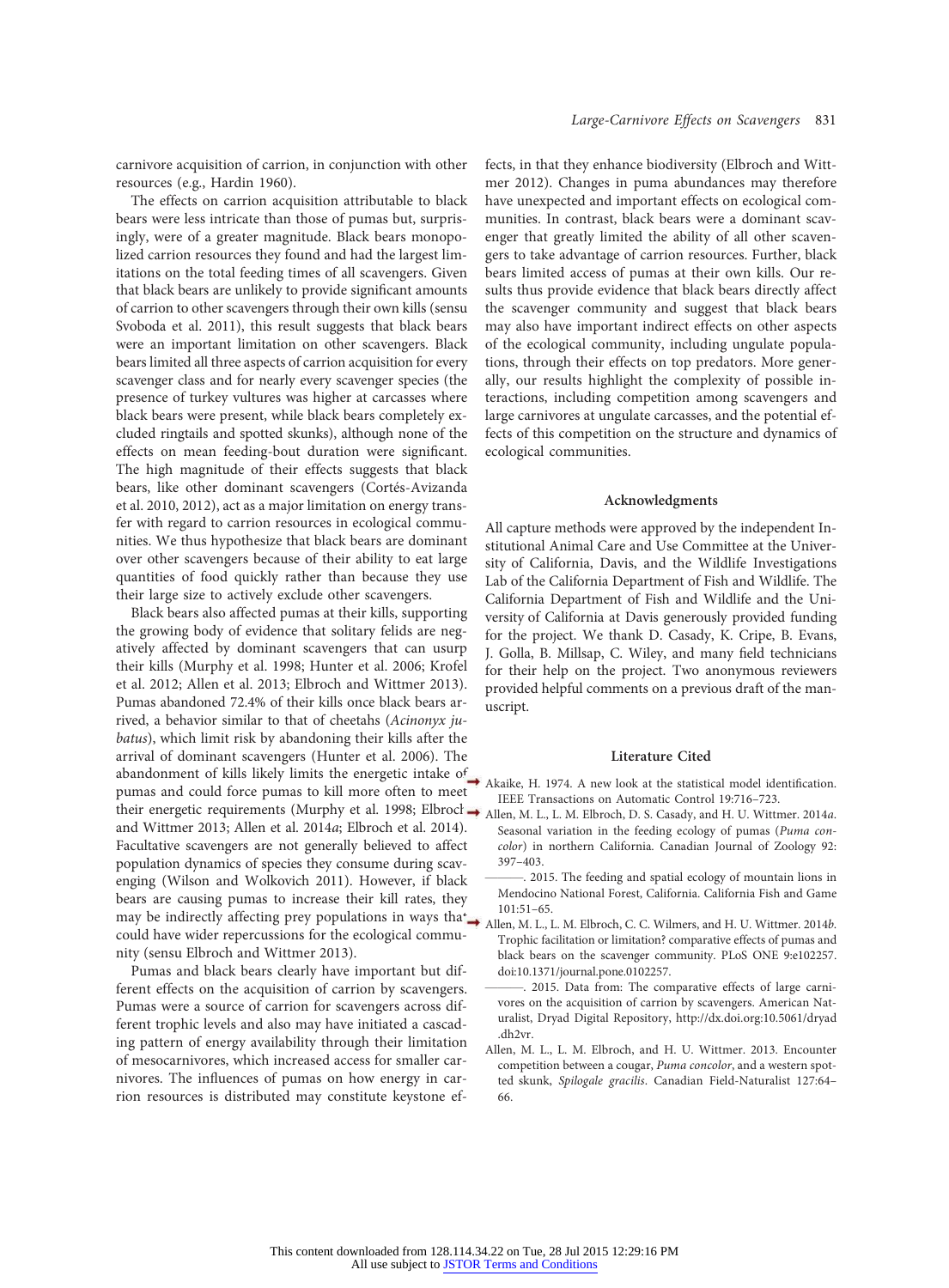carnivore acquisition of carrion, in conjunction with other resources (e.g., Hardin 1960).

The effects on carrion acquisition attributable to black bears were less intricate than those of pumas but, surprisingly, were of a greater magnitude. Black bears monopolized carrion resources they found and had the largest limitations on the total feeding times of all scavengers. Given that black bears are unlikely to provide significant amounts of carrion to other scavengers through their own kills (sensu Svoboda et al. 2011), this result suggests that black bears were an important limitation on other scavengers. Black bears limited all three aspects of carrion acquisition for every scavenger class and for nearly every scavenger species (the presence of turkey vultures was higher at carcasses where black bears were present, while black bears completely excluded ringtails and spotted skunks), although none of the effects on mean feeding-bout duration were significant. The high magnitude of their effects suggests that black bears, like other dominant scavengers (Cortés-Avizanda et al. 2010, 2012), act as a major limitation on energy transfer with regard to carrion resources in ecological communities. We thus hypothesize that black bears are dominant over other scavengers because of their ability to eat large quantities of food quickly rather than because they use their large size to actively exclude other scavengers.

Black bears also affected pumas at their kills, supporting the growing body of evidence that solitary felids are negatively affected by dominant scavengers that can usurp their kills (Murphy et al. 1998; Hunter et al. 2006; Krofel et al. 2012; Allen et al. 2013; Elbroch and Wittmer 2013). Pumas abandoned 72.4% of their kills once black bears arrived, a behavior similar to that of cheetahs (*Acinonyx jubatus*), which limit risk by abandoning their kills after the arrival of dominant scavengers (Hunter et al. 2006). The abandonment of kills likely limits the energetic intake of pumas and could force pumas to kill more often to meet their energetic requirements (Murphy et al. 1998; Elbroch and Wittmer 2013; Allen et al. 2014*a*; Elbroch et al. 2014). Facultative scavengers are not generally believed to affect population dynamics of species they consume during scavenging (Wilson and Wolkovich 2011). However, if black bears are causing pumas to increase their kill rates, they may be indirectly affecting prey populations in ways that could have wider repercussions for the ecological community (sensu Elbroch and Wittmer 2013).

Pumas and black bears clearly have important but different effects on the acquisition of carrion by scavengers. Pumas were a source of carrion for scavengers across different trophic levels and also may have initiated a cascading pattern of energy availability through their limitation of mesocarnivores, which increased access for smaller carnivores. The influences of pumas on how energy in carrion resources is distributed may constitute keystone effects, in that they enhance biodiversity (Elbroch and Wittmer 2012). Changes in puma abundances may therefore have unexpected and important effects on ecological communities. In contrast, black bears were a dominant scavenger that greatly limited the ability of all other scavengers to take advantage of carrion resources. Further, black bears limited access of pumas at their own kills. Our results thus provide evidence that black bears directly affect the scavenger community and suggest that black bears may also have important indirect effects on other aspects of the ecological community, including ungulate populations, through their effects on top predators. More generally, our results highlight the complexity of possible interactions, including competition among scavengers and large carnivores at ungulate carcasses, and the potential effects of this competition on the structure and dynamics of ecological communities.

## Acknowledgments

All capture methods were approved by the independent Institutional Animal Care and Use Committee at the University of California, Davis, and the Wildlife Investigations Lab of the California Department of Fish and Wildlife. The California Department of Fish and Wildlife and the University of California at Davis generously provided funding for the project. We thank D. Casady, K. Cripe, B. Evans, J. Golla, B. Millsap, C. Wiley, and many field technicians for their help on the project. Two anonymous reviewers provided helpful comments on a previous draft of the manuscript.

## Literature Cited

Akaike, H. 1974. A new look at the statistical model identification. IEEE Transactions on Automatic Control 19:716–723.

Allen, M. L., L. M. Elbroch, D. S. Casady, and H. U. Wittmer. 2014*a*. Seasonal variation in the feeding ecology of pumas (*Puma concolor*) in northern California. Canadian Journal of Zoology 92: 397–403.

———. 2015. The feeding and spatial ecology of mountain lions in Mendocino National Forest, California. California Fish and Game 101:51–65.

Allen, M. L., L. M. Elbroch, C. C. Wilmers, and H. U. Wittmer. 2014*b*. Trophic facilitation or limitation? comparative effects of pumas and black bears on the scavenger community. PLoS ONE 9:e102257. doi:10.1371/journal.pone.0102257.

———. 2015. Data from: The comparative effects of large carnivores on the acquisition of carrion by scavengers. American Naturalist, Dryad Digital Repository, http://dx.doi.org:10.5061/dryad.dh2vr.

Allen, M. L., L. M. Elbroch, and H. U. Wittmer. 2013. Encounter competition between a cougar, *Puma concolor*, and a western spotted skunk, *Spilogale gracilis*. Canadian Field-Naturalist 127:64–66.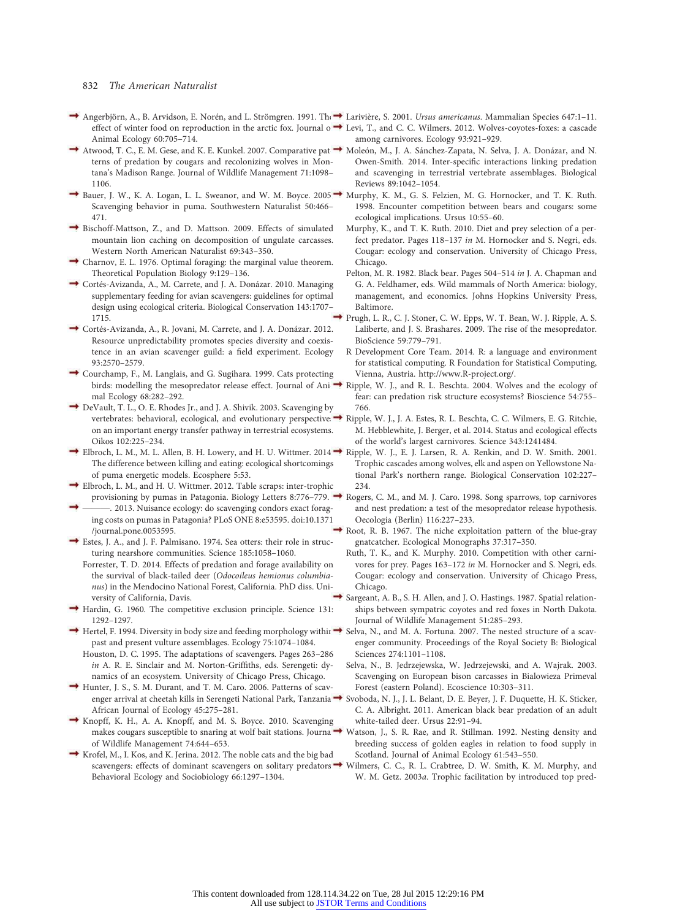Angerbjörn, A., B. Arvidson, E. Norén, and L. Strömgren. 1991. The effect of winter food on reproduction in the arctic fox. Journal of Animal Ecology 60:705–714.

Atwood, T. C., E. M. Gese, and K. E. Kunkel. 2007. Comparative patterns of predation by cougars and recolonizing wolves in Montana's Madison Range. Journal of Wildlife Management 71:1098–1106.

Bauer, J. W., K. A. Logan, L. L. Sweanor, and W. M. Boyce. 2005. Scavenging behavior in puma. Southwestern Naturalist 50:466–471.

Bischoff-Mattson, Z., and D. Mattson. 2009. Effects of simulated mountain lion caching on decomposition of ungulate carcasses. Western North American Naturalist 69:343–350.

Charnov, E. L. 1976. Optimal foraging: the marginal value theorem. Theoretical Population Biology 9:129–136.

Cortés-Avizanda, A., M. Carrete, and J. A. Donázar. 2010. Managing supplementary feeding for avian scavengers: guidelines for optimal design using ecological criteria. Biological Conservation 143:1707–1715.

Cortés-Avizanda, A., R. Jovani, M. Carrete, and J. A. Donázar. 2012. Resource unpredictability promotes species diversity and coexistence in an avian scavenger guild: a field experiment. Ecology 93:2570–2579.

Courchamp, F., M. Langlais, and G. Sugihara. 1999. Cats protecting birds: modelling the mesopredator release effect. Journal of Animal Ecology 68:282–292.

DeVault, T. L., O. E. Rhodes Jr., and J. A. Shivik. 2003. Scavenging by vertebrates: behavioral, ecological, and evolutionary perspectives on an important energy transfer pathway in terrestrial ecosystems. Oikos 102:225–234.

Elbroch, L. M., M. L. Allen, B. H. Lowery, and H. U. Wittmer. 2014. The difference between killing and eating: ecological shortcomings of puma energetic models. Ecosphere 5:53.

Elbroch, L. M., and H. U. Wittmer. 2012. Table scraps: inter-trophic provisioning by pumas in Patagonia. Biology Letters 8:776–779.

———. 2013. Nuisance ecology: do scavenging condors exact foraging costs on pumas in Patagonia? PLoS ONE 8:e53595. doi:10.1371/journal.pone.0053595.

Estes, J. A., and J. F. Palmisano. 1974. Sea otters: their role in structuring nearshore communities. Science 185:1058–1060.

Forrester, T. D. 2014. Effects of predation and forage availability on the survival of black-tailed deer (*Odocoileus hemionus columbianus*) in the Mendocino National Forest, California. PhD diss. University of California, Davis.

Hardin, G. 1960. The competitive exclusion principle. Science 131:1292–1297.

Hertel, F. 1994. Diversity in body size and feeding morphology within past and present vulture assemblages. Ecology 75:1074–1084.

Houston, D. C. 1995. The adaptations of scavengers. Pages 263–286 *in* A. R. E. Sinclair and M. Norton-Griffiths, eds. Serengeti: dynamics of an ecosystem. University of Chicago Press, Chicago.

Hunter, J. S., S. M. Durant, and T. M. Caro. 2006. Patterns of scavenger arrival at cheetah kills in Serengeti National Park, Tanzania. African Journal of Ecology 45:275–281.

Knopff, K. H., A. A. Knopff, and M. S. Boyce. 2010. Scavenging makes cougars susceptible to snaring at wolf bait stations. Journal of Wildlife Management 74:644–653.

Krofel, M., I. Kos, and K. Jerina. 2012. The noble cats and the big bad scavengers: effects of dominant scavengers on solitary predators. Behavioral Ecology and Sociobiology 66:1297–1304.

Larivière, S. 2001. *Ursus americanus*. Mammalian Species 647:1–11.

Levi, T., and C. C. Wilmers. 2012. Wolves-coyotes-foxes: a cascade among carnivores. Ecology 93:921–929.

Moleón, M., J. A. Sánchez-Zapata, N. Selva, J. A. Donázar, and N. Owen-Smith. 2014. Inter-specific interactions linking predation and scavenging in terrestrial vertebrate assemblages. Biological Reviews 89:1042–1054.

Murphy, K. M., G. S. Felzien, M. G. Hornocker, and T. K. Ruth. 1998. Encounter competition between bears and cougars: some ecological implications. Ursus 10:55–60.

Murphy, K., and T. K. Ruth. 2010. Diet and prey selection of a perfect predator. Pages 118–137 *in* M. Hornocker and S. Negri, eds. Cougar: ecology and conservation. University of Chicago Press, Chicago.

Pelton, M. R. 1982. Black bear. Pages 504–514 *in* J. A. Chapman and G. A. Feldhamer, eds. Wild mammals of North America: biology, management, and economics. Johns Hopkins University Press, Baltimore.

Prugh, L. R., C. J. Stoner, C. W. Epps, W. T. Bean, W. J. Ripple, A. S. Laliberte, and J. S. Brashares. 2009. The rise of the mesopredator. BioScience 59:779–791.

R Development Core Team. 2014. R: a language and environment for statistical computing. R Foundation for Statistical Computing, Vienna, Austria. http://www.R-project.org/.

Ripple, W. J., and R. L. Beschta. 2004. Wolves and the ecology of fear: can predation risk structure ecosystems? Bioscience 54:755–766.

Ripple, W. J., J. A. Estes, R. L. Beschta, C. C. Wilmers, E. G. Ritchie, M. Hebblewhite, J. Berger, et al. 2014. Status and ecological effects of the world's largest carnivores. Science 343:1241484.

Ripple, W. J., E. J. Larsen, R. A. Renkin, and D. W. Smith. 2001. Trophic cascades among wolves, elk and aspen on Yellowstone National Park's northern range. Biological Conservation 102:227–234.

Rogers, C. M., and M. J. Caro. 1998. Song sparrows, top carnivores and nest predation: a test of the mesopredator release hypothesis. Oecologia (Berlin) 116:227–233.

Root, R. B. 1967. The niche exploitation pattern of the blue-gray gnatcatcher. Ecological Monographs 37:317–350.

Ruth, T. K., and K. Murphy. 2010. Competition with other carnivores for prey. Pages 163–172 *in* M. Hornocker and S. Negri, eds. Cougar: ecology and conservation. University of Chicago Press, Chicago.

Sargeant, A. B., S. H. Allen, and J. O. Hastings. 1987. Spatial relationships between sympatric coyotes and red foxes in North Dakota. Journal of Wildlife Management 51:285–293.

Selva, N., and M. A. Fortuna. 2007. The nested structure of a scavenger community. Proceedings of the Royal Society B: Biological Sciences 274:1101–1108.

Selva, N., B. Jedrzejewska, W. Jedrzejewski, and A. Wajrak. 2003. Scavenging on European bison carcasses in Bialowieza Primeval Forest (eastern Poland). Ecoscience 10:303–311.

Svoboda, N. J., J. L. Belant, D. E. Beyer, J. F. Duquette, H. K. Sticker, C. A. Albright. 2011. American black bear predation of an adult white-tailed deer. Ursus 22:91–94.

Watson, J., S. R. Rae, and R. Stillman. 1992. Nesting density and breeding success of golden eagles in relation to food supply in Scotland. Journal of Animal Ecology 61:543–550.

Wilmers, C. C., R. L. Crabtree, D. W. Smith, K. M. Murphy, and W. M. Getz. 2003*a*. Trophic facilitation by introduced top pred-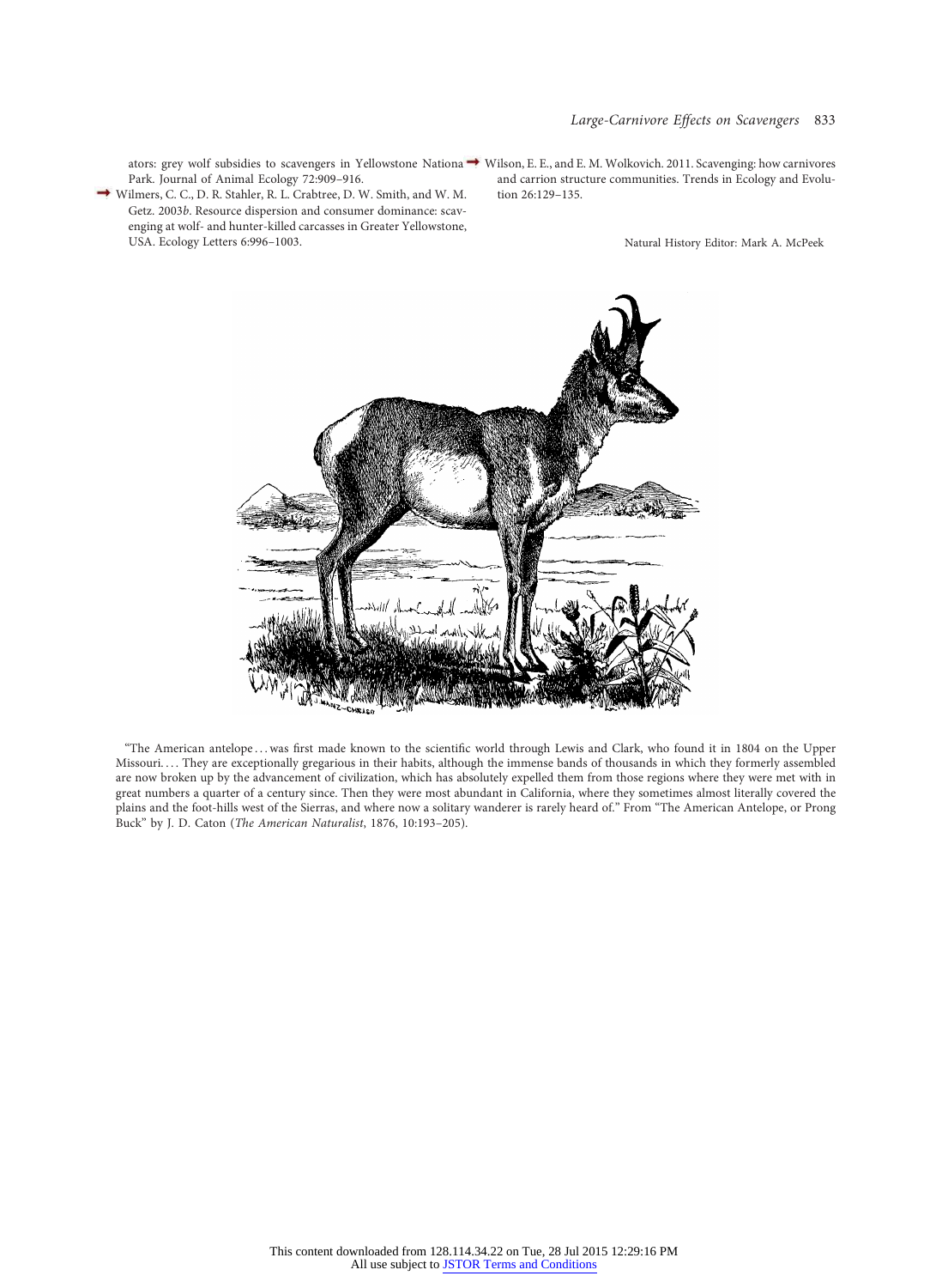ators: grey wolf subsidies to scavengers in Yellowstone National Park. Journal of Animal Ecology 72:909–916.

Wilmers, C. C., D. R. Stahler, R. L. Crabtree, D. W. Smith, and W. M. Getz. 2003*b*. Resource dispersion and consumer dominance: scavenging at wolf- and hunter-killed carcasses in Greater Yellowstone, USA. Ecology Letters 6:996–1003.

Wilson, E. E., and E. M. Wolkovich. 2011. Scavenging: how carnivores and carrion structure communities. Trends in Ecology and Evolution 26:129–135.

Natural History Editor: Mark A. McPeek

"The American antelope . . . was first made known to the scientific world through Lewis and Clark, who found it in 1804 on the Upper Missouri. . . . They are exceptionally gregarious in their habits, although the immense bands of thousands in which they formerly assembled are now broken up by the advancement of civilization, which has absolutely expelled them from those regions where they were met with in great numbers a quarter of a century since. Then they were most abundant in California, where they sometimes almost literally covered the plains and the foot-hills west of the Sierras, and where now a solitary wanderer is rarely heard of." From "The American Antelope, or Prong Buck" by J. D. Caton (*The American Naturalist*, 1876, 10:193–205).